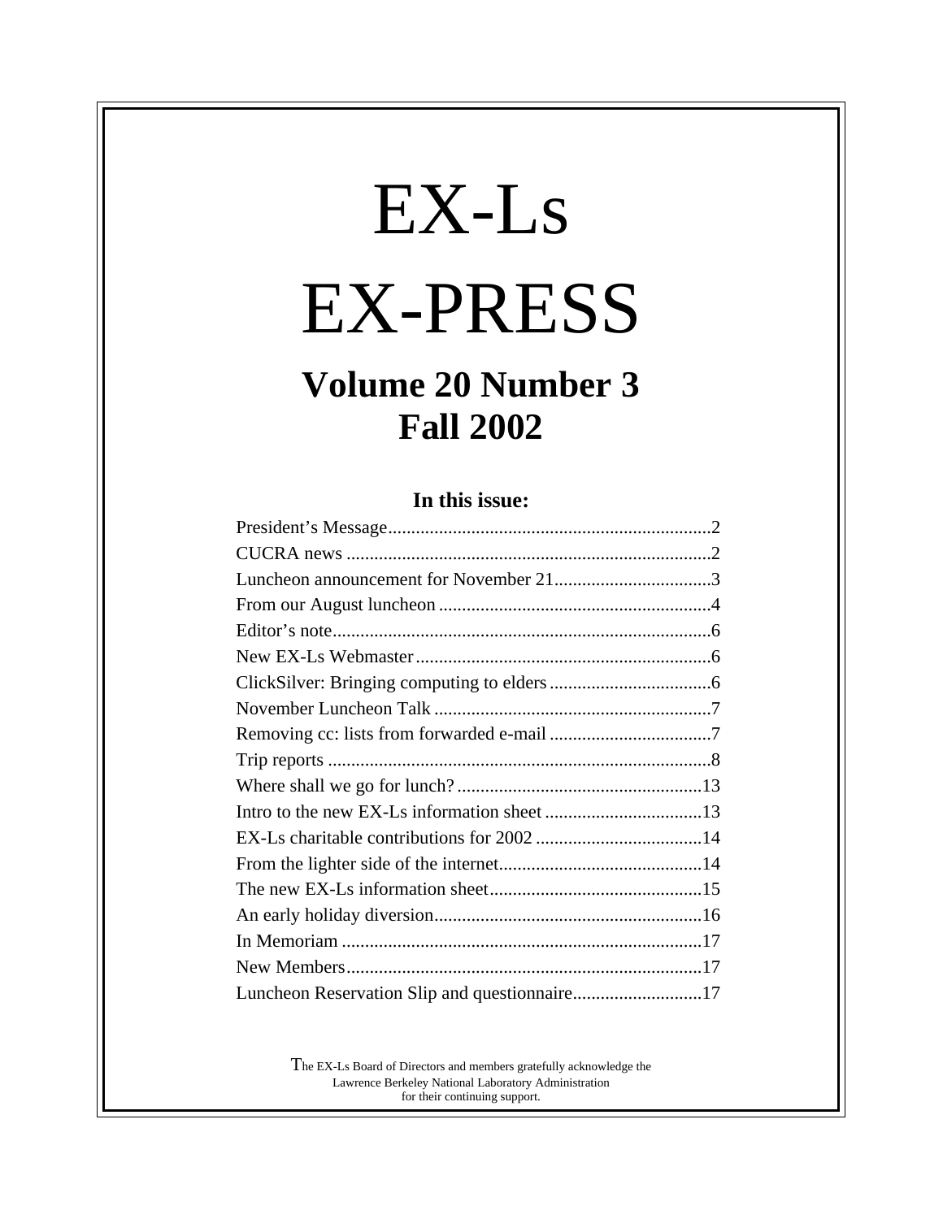# EX-Ls

# EX-PRESS

## Volume 20 Number 3
## Fall 2002

### In this issue:

| | |
|---|---|
| President's Message | 2 |
| CUCRA news | 2 |
| Luncheon announcement for November 21 | 3 |
| From our August luncheon | 4 |
| Editor's note | 6 |
| New EX-Ls Webmaster | 6 |
| ClickSilver: Bringing computing to elders | 6 |
| November Luncheon Talk | 7 |
| Removing cc: lists from forwarded e-mail | 7 |
| Trip reports | 8 |
| Where shall we go for lunch? | 13 |
| Intro to the new EX-Ls information sheet | 13 |
| EX-Ls charitable contributions for 2002 | 14 |
| From the lighter side of the internet | 14 |
| The new EX-Ls information sheet | 15 |
| An early holiday diversion | 16 |
| In Memoriam | 17 |
| New Members | 17 |
| Luncheon Reservation Slip and questionnaire | 17 |

The EX-Ls Board of Directors and members gratefully acknowledge the Lawrence Berkeley National Laboratory Administration for their continuing support.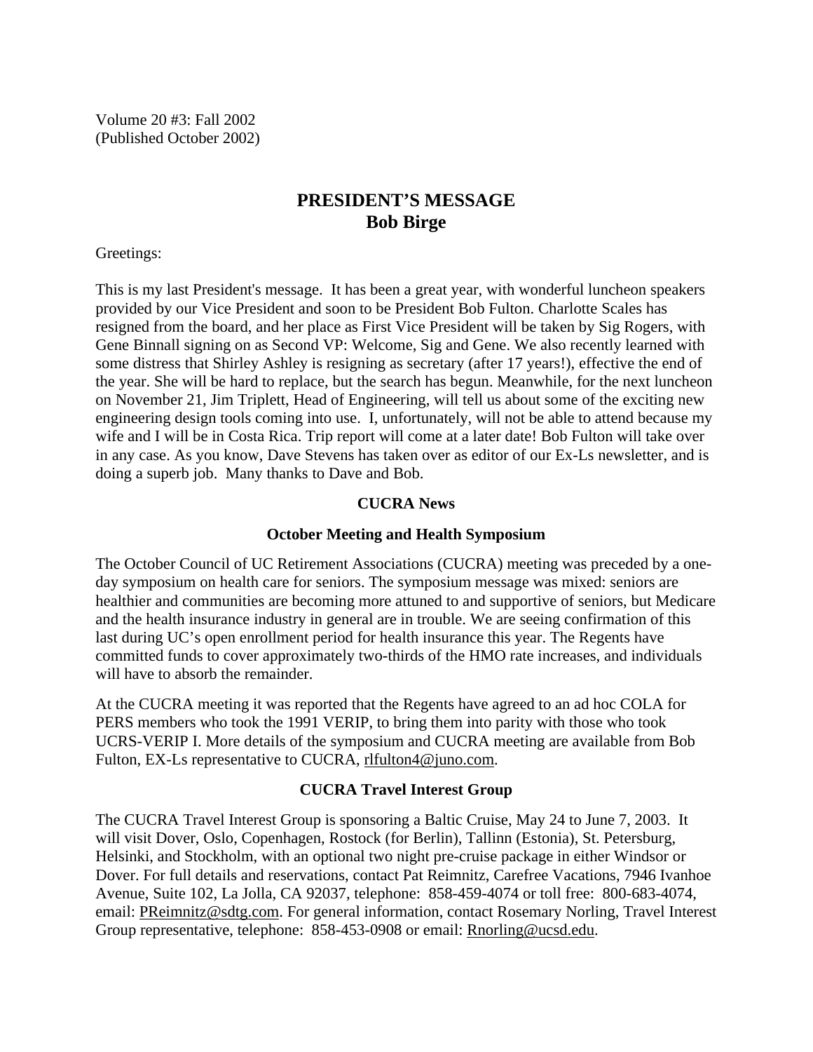Volume 20 #3: Fall 2002
(Published October 2002)

## PRESIDENT'S MESSAGE
## Bob Birge

Greetings:

This is my last President's message. It has been a great year, with wonderful luncheon speakers provided by our Vice President and soon to be President Bob Fulton. Charlotte Scales has resigned from the board, and her place as First Vice President will be taken by Sig Rogers, with Gene Binnall signing on as Second VP: Welcome, Sig and Gene. We also recently learned with some distress that Shirley Ashley is resigning as secretary (after 17 years!), effective the end of the year. She will be hard to replace, but the search has begun. Meanwhile, for the next luncheon on November 21, Jim Triplett, Head of Engineering, will tell us about some of the exciting new engineering design tools coming into use. I, unfortunately, will not be able to attend because my wife and I will be in Costa Rica. Trip report will come at a later date! Bob Fulton will take over in any case. As you know, Dave Stevens has taken over as editor of our Ex-Ls newsletter, and is doing a superb job. Many thanks to Dave and Bob.

### CUCRA News

#### October Meeting and Health Symposium

The October Council of UC Retirement Associations (CUCRA) meeting was preceded by a one-day symposium on health care for seniors. The symposium message was mixed: seniors are healthier and communities are becoming more attuned to and supportive of seniors, but Medicare and the health insurance industry in general are in trouble. We are seeing confirmation of this last during UC's open enrollment period for health insurance this year. The Regents have committed funds to cover approximately two-thirds of the HMO rate increases, and individuals will have to absorb the remainder.

At the CUCRA meeting it was reported that the Regents have agreed to an ad hoc COLA for PERS members who took the 1991 VERIP, to bring them into parity with those who took UCRS-VERIP I. More details of the symposium and CUCRA meeting are available from Bob Fulton, EX-Ls representative to CUCRA, rlfulton4@juno.com.

#### CUCRA Travel Interest Group

The CUCRA Travel Interest Group is sponsoring a Baltic Cruise, May 24 to June 7, 2003. It will visit Dover, Oslo, Copenhagen, Rostock (for Berlin), Tallinn (Estonia), St. Petersburg, Helsinki, and Stockholm, with an optional two night pre-cruise package in either Windsor or Dover. For full details and reservations, contact Pat Reimnitz, Carefree Vacations, 7946 Ivanhoe Avenue, Suite 102, La Jolla, CA 92037, telephone: 858-459-4074 or toll free: 800-683-4074, email: PReimnitz@sdtg.com. For general information, contact Rosemary Norling, Travel Interest Group representative, telephone: 858-453-0908 or email: Rnorling@ucsd.edu.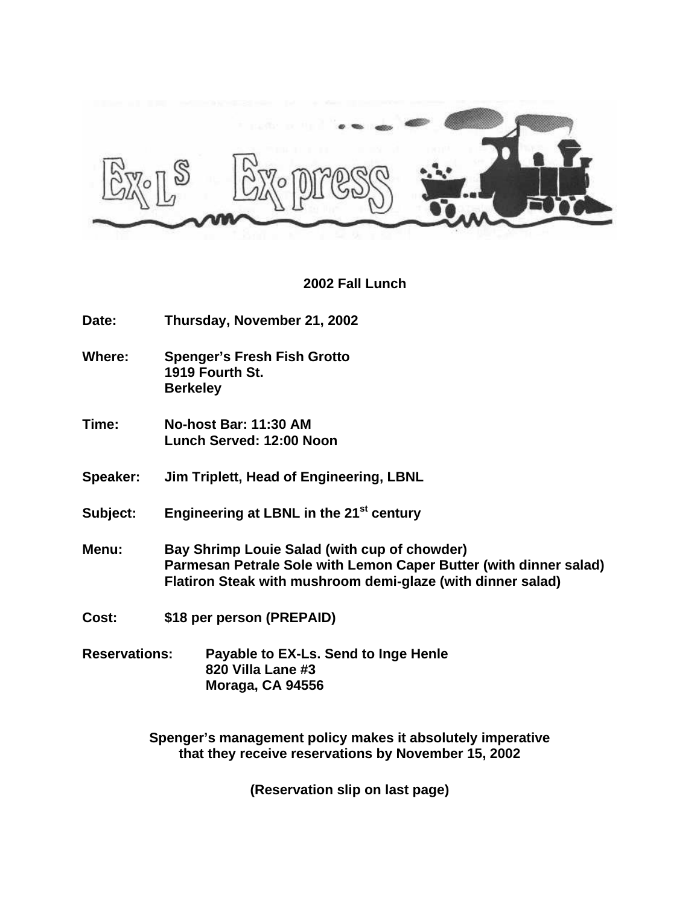# 2002 Fall Lunch

**Date:** Thursday, November 21, 2002

**Where:** Spenger's Fresh Fish Grotto
1919 Fourth St.
Berkeley

**Time:** No-host Bar: 11:30 AM
Lunch Served: 12:00 Noon

**Speaker:** Jim Triplett, Head of Engineering, LBNL

**Subject:** Engineering at LBNL in the 21st century

**Menu:** Bay Shrimp Louie Salad (with cup of chowder)
Parmesan Petrale Sole with Lemon Caper Butter (with dinner salad)
Flatiron Steak with mushroom demi-glaze (with dinner salad)

**Cost:** $18 per person (PREPAID)

**Reservations:** Payable to EX-Ls. Send to Inge Henle
820 Villa Lane #3
Moraga, CA 94556

**Spenger's management policy makes it absolutely imperative that they receive reservations by November 15, 2002**

**(Reservation slip on last page)**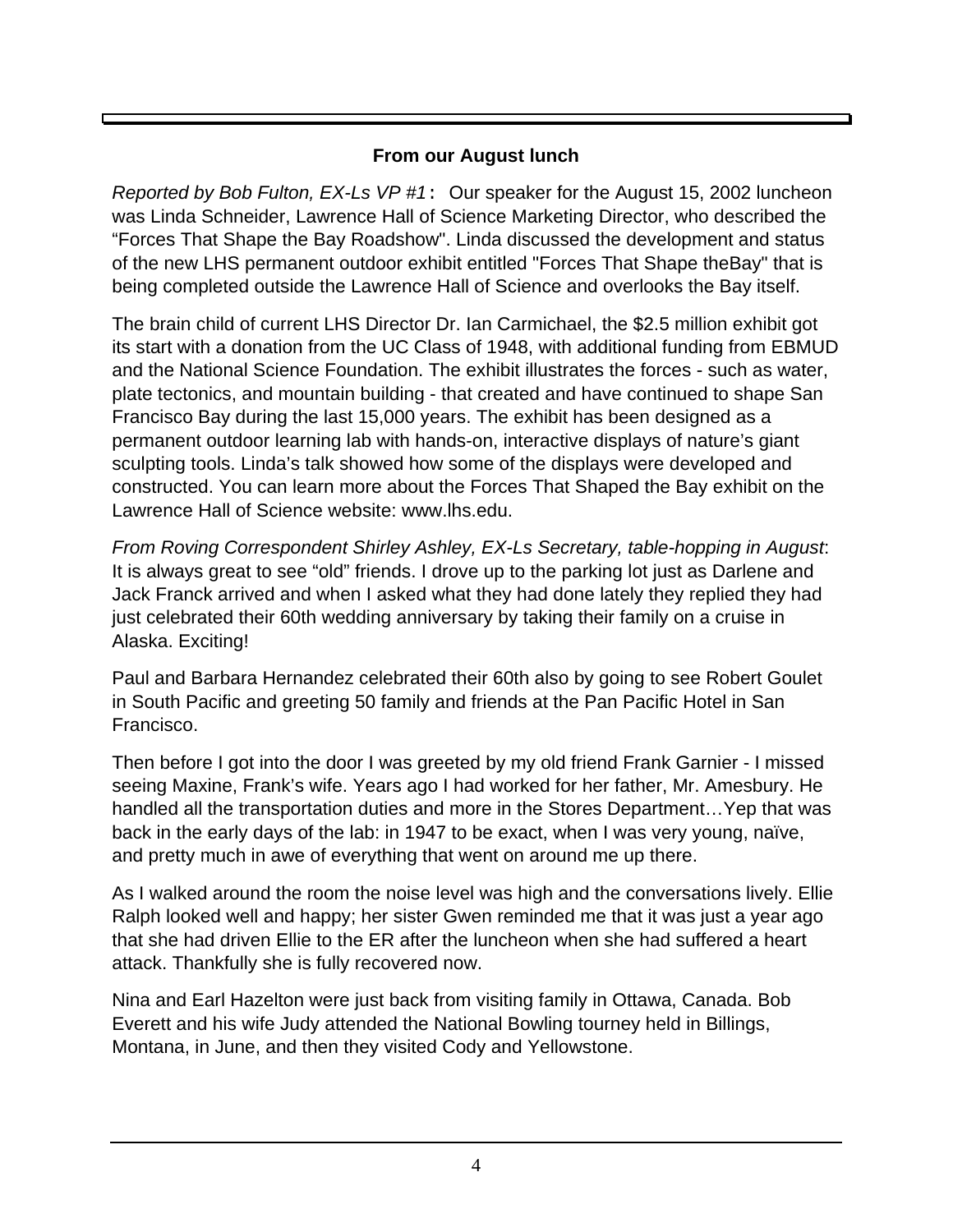## From our August lunch

*Reported by Bob Fulton, EX-Ls VP #1*: Our speaker for the August 15, 2002 luncheon was Linda Schneider, Lawrence Hall of Science Marketing Director, who described the “Forces That Shape the Bay Roadshow". Linda discussed the development and status of the new LHS permanent outdoor exhibit entitled "Forces That Shape theBay" that is being completed outside the Lawrence Hall of Science and overlooks the Bay itself.

The brain child of current LHS Director Dr. Ian Carmichael, the $2.5 million exhibit got its start with a donation from the UC Class of 1948, with additional funding from EBMUD and the National Science Foundation. The exhibit illustrates the forces - such as water, plate tectonics, and mountain building - that created and have continued to shape San Francisco Bay during the last 15,000 years. The exhibit has been designed as a permanent outdoor learning lab with hands-on, interactive displays of nature’s giant sculpting tools. Linda’s talk showed how some of the displays were developed and constructed. You can learn more about the Forces That Shaped the Bay exhibit on the Lawrence Hall of Science website: www.lhs.edu.

*From Roving Correspondent Shirley Ashley, EX-Ls Secretary, table-hopping in August*: It is always great to see “old” friends. I drove up to the parking lot just as Darlene and Jack Franck arrived and when I asked what they had done lately they replied they had just celebrated their 60th wedding anniversary by taking their family on a cruise in Alaska. Exciting!

Paul and Barbara Hernandez celebrated their 60th also by going to see Robert Goulet in South Pacific and greeting 50 family and friends at the Pan Pacific Hotel in San Francisco.

Then before I got into the door I was greeted by my old friend Frank Garnier - I missed seeing Maxine, Frank’s wife. Years ago I had worked for her father, Mr. Amesbury. He handled all the transportation duties and more in the Stores Department…Yep that was back in the early days of the lab: in 1947 to be exact, when I was very young, naïve, and pretty much in awe of everything that went on around me up there.

As I walked around the room the noise level was high and the conversations lively. Ellie Ralph looked well and happy; her sister Gwen reminded me that it was just a year ago that she had driven Ellie to the ER after the luncheon when she had suffered a heart attack. Thankfully she is fully recovered now.

Nina and Earl Hazelton were just back from visiting family in Ottawa, Canada. Bob Everett and his wife Judy attended the National Bowling tourney held in Billings, Montana, in June, and then they visited Cody and Yellowstone.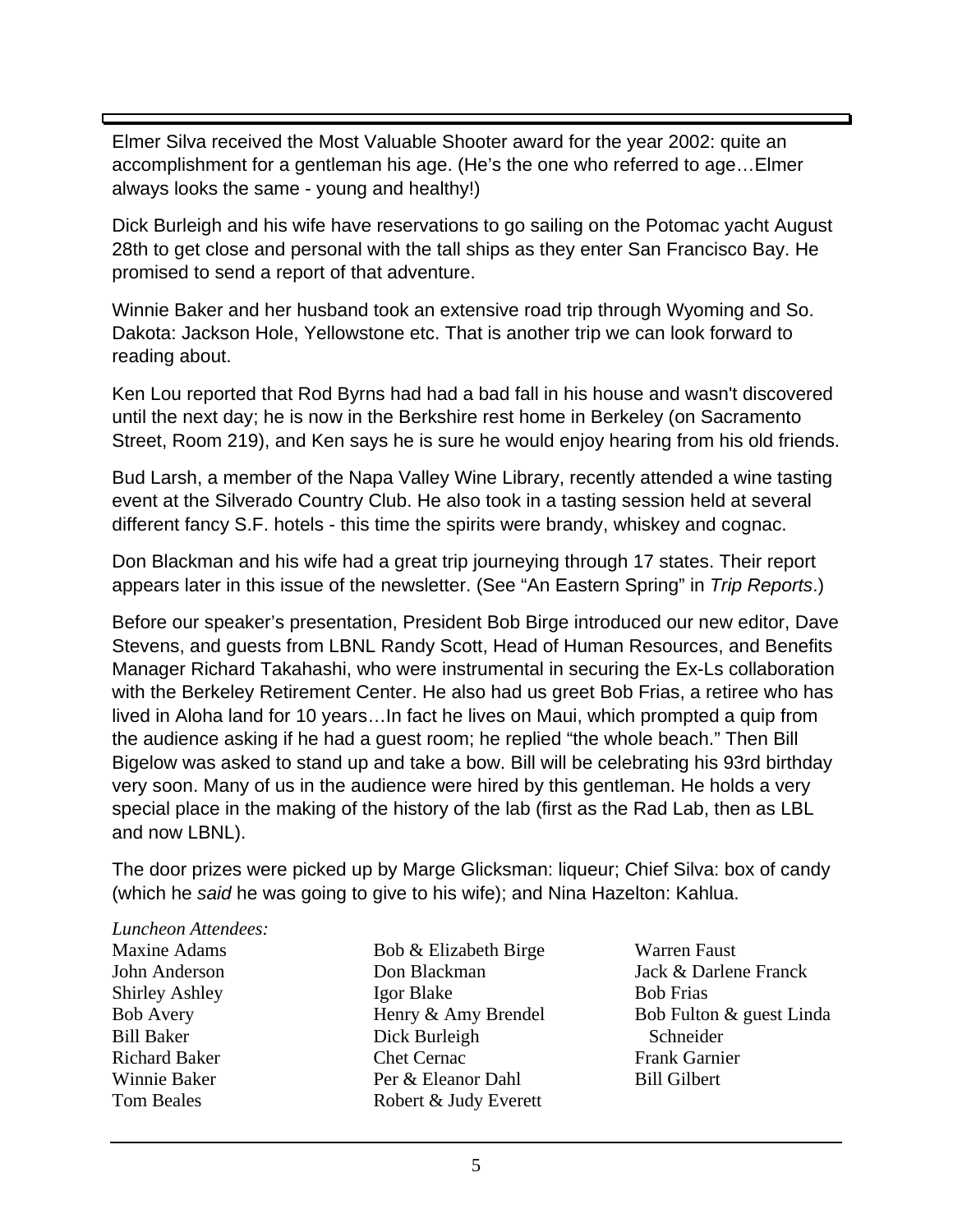Elmer Silva received the Most Valuable Shooter award for the year 2002: quite an accomplishment for a gentleman his age. (He's the one who referred to age…Elmer always looks the same - young and healthy!)

Dick Burleigh and his wife have reservations to go sailing on the Potomac yacht August 28th to get close and personal with the tall ships as they enter San Francisco Bay. He promised to send a report of that adventure.

Winnie Baker and her husband took an extensive road trip through Wyoming and So. Dakota: Jackson Hole, Yellowstone etc. That is another trip we can look forward to reading about.

Ken Lou reported that Rod Byrns had had a bad fall in his house and wasn't discovered until the next day; he is now in the Berkshire rest home in Berkeley (on Sacramento Street, Room 219), and Ken says he is sure he would enjoy hearing from his old friends.

Bud Larsh, a member of the Napa Valley Wine Library, recently attended a wine tasting event at the Silverado Country Club. He also took in a tasting session held at several different fancy S.F. hotels - this time the spirits were brandy, whiskey and cognac.

Don Blackman and his wife had a great trip journeying through 17 states. Their report appears later in this issue of the newsletter. (See "An Eastern Spring" in *Trip Reports*.)

Before our speaker's presentation, President Bob Birge introduced our new editor, Dave Stevens, and guests from LBNL Randy Scott, Head of Human Resources, and Benefits Manager Richard Takahashi, who were instrumental in securing the Ex-Ls collaboration with the Berkeley Retirement Center. He also had us greet Bob Frias, a retiree who has lived in Aloha land for 10 years…In fact he lives on Maui, which prompted a quip from the audience asking if he had a guest room; he replied "the whole beach." Then Bill Bigelow was asked to stand up and take a bow. Bill will be celebrating his 93rd birthday very soon. Many of us in the audience were hired by this gentleman. He holds a very special place in the making of the history of the lab (first as the Rad Lab, then as LBL and now LBNL).

The door prizes were picked up by Marge Glicksman: liqueur; Chief Silva: box of candy (which he *said* he was going to give to his wife); and Nina Hazelton: Kahlua.

*Luncheon Attendees:*

Maxine Adams
John Anderson
Shirley Ashley
Bob Avery
Bill Baker
Richard Baker
Winnie Baker
Tom Beales
Bob & Elizabeth Birge
Don Blackman
Igor Blake
Henry & Amy Brendel
Dick Burleigh
Chet Cernac
Per & Eleanor Dahl
Robert & Judy Everett
Warren Faust
Jack & Darlene Franck
Bob Frias
Bob Fulton & guest Linda Schneider
Frank Garnier
Bill Gilbert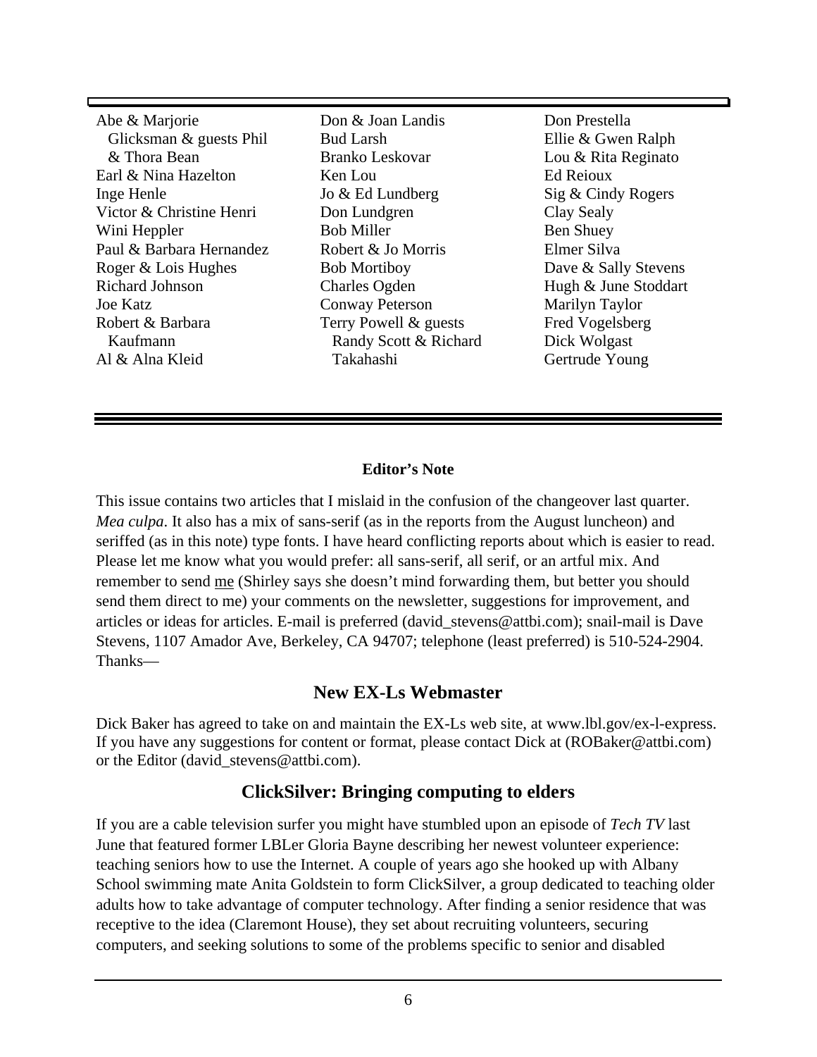Abe & Marjorie Glicksman & guests Phil & Thora Bean
Earl & Nina Hazelton
Inge Henle
Victor & Christine Henri
Wini Heppler
Paul & Barbara Hernandez
Roger & Lois Hughes
Richard Johnson
Joe Katz
Robert & Barbara Kaufmann
Al & Alna Kleid
Don & Joan Landis
Bud Larsh
Branko Leskovar
Ken Lou
Jo & Ed Lundberg
Don Lundgren
Bob Miller
Robert & Jo Morris
Bob Mortiboy
Charles Ogden
Conway Peterson
Terry Powell & guests Randy Scott & Richard Takahashi
Don Prestella
Ellie & Gwen Ralph
Lou & Rita Reginato
Ed Reioux
Sig & Cindy Rogers
Clay Sealy
Ben Shuey
Elmer Silva
Dave & Sally Stevens
Hugh & June Stoddart
Marilyn Taylor
Fred Vogelsberg
Dick Wolgast
Gertrude Young

---

**Editor's Note**

This issue contains two articles that I mislaid in the confusion of the changeover last quarter. *Mea culpa*. It also has a mix of sans-serif (as in the reports from the August luncheon) and seriffed (as in this note) type fonts. I have heard conflicting reports about which is easier to read. Please let me know what you would prefer: all sans-serif, all serif, or an artful mix. And remember to send me (Shirley says she doesn't mind forwarding them, but better you should send them direct to me) your comments on the newsletter, suggestions for improvement, and articles or ideas for articles. E-mail is preferred (david_stevens@attbi.com); snail-mail is Dave Stevens, 1107 Amador Ave, Berkeley, CA 94707; telephone (least preferred) is 510-524-2904. Thanks—

## New EX-Ls Webmaster

Dick Baker has agreed to take on and maintain the EX-Ls web site, at www.lbl.gov/ex-l-express. If you have any suggestions for content or format, please contact Dick at (ROBaker@attbi.com) or the Editor (david_stevens@attbi.com).

## ClickSilver: Bringing computing to elders

If you are a cable television surfer you might have stumbled upon an episode of *Tech TV* last June that featured former LBLer Gloria Bayne describing her newest volunteer experience: teaching seniors how to use the Internet. A couple of years ago she hooked up with Albany School swimming mate Anita Goldstein to form ClickSilver, a group dedicated to teaching older adults how to take advantage of computer technology. After finding a senior residence that was receptive to the idea (Claremont House), they set about recruiting volunteers, securing computers, and seeking solutions to some of the problems specific to senior and disabled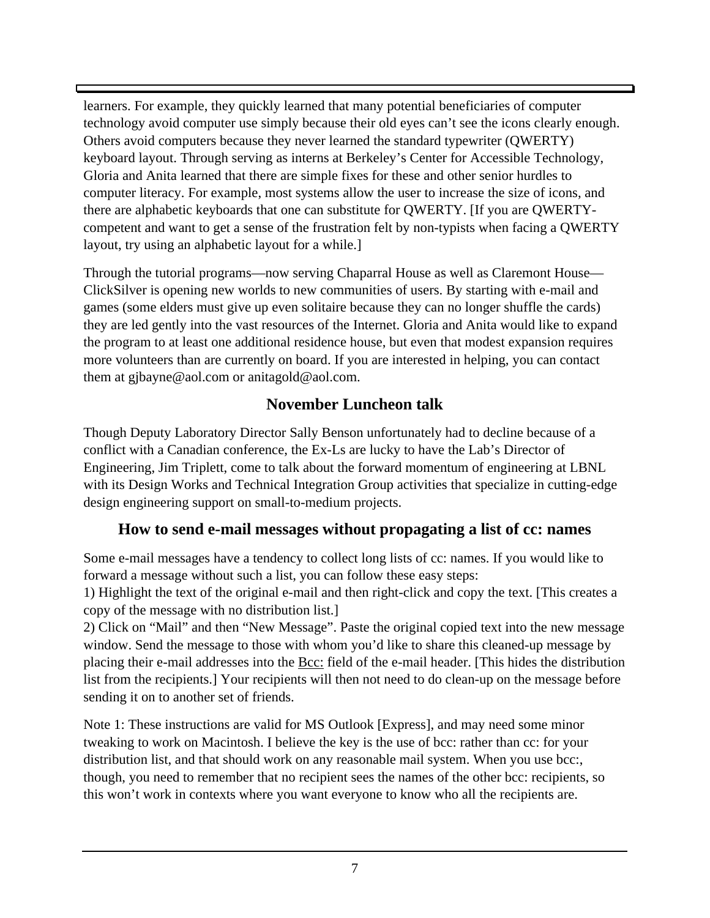learners. For example, they quickly learned that many potential beneficiaries of computer technology avoid computer use simply because their old eyes can't see the icons clearly enough. Others avoid computers because they never learned the standard typewriter (QWERTY) keyboard layout. Through serving as interns at Berkeley's Center for Accessible Technology, Gloria and Anita learned that there are simple fixes for these and other senior hurdles to computer literacy. For example, most systems allow the user to increase the size of icons, and there are alphabetic keyboards that one can substitute for QWERTY. [If you are QWERTY-competent and want to get a sense of the frustration felt by non-typists when facing a QWERTY layout, try using an alphabetic layout for a while.]

Through the tutorial programs—now serving Chaparral House as well as Claremont House—ClickSilver is opening new worlds to new communities of users. By starting with e-mail and games (some elders must give up even solitaire because they can no longer shuffle the cards) they are led gently into the vast resources of the Internet. Gloria and Anita would like to expand the program to at least one additional residence house, but even that modest expansion requires more volunteers than are currently on board. If you are interested in helping, you can contact them at gjbayne@aol.com or anitagold@aol.com.

## November Luncheon talk

Though Deputy Laboratory Director Sally Benson unfortunately had to decline because of a conflict with a Canadian conference, the Ex-Ls are lucky to have the Lab's Director of Engineering, Jim Triplett, come to talk about the forward momentum of engineering at LBNL with its Design Works and Technical Integration Group activities that specialize in cutting-edge design engineering support on small-to-medium projects.

## How to send e-mail messages without propagating a list of cc: names

Some e-mail messages have a tendency to collect long lists of cc: names. If you would like to forward a message without such a list, you can follow these easy steps:
1) Highlight the text of the original e-mail and then right-click and copy the text. [This creates a copy of the message with no distribution list.]
2) Click on "Mail" and then "New Message". Paste the original copied text into the new message window. Send the message to those with whom you'd like to share this cleaned-up message by placing their e-mail addresses into the <u>Bcc:</u> field of the e-mail header. [This hides the distribution list from the recipients.] Your recipients will then not need to do clean-up on the message before sending it on to another set of friends.

Note 1: These instructions are valid for MS Outlook [Express], and may need some minor tweaking to work on Macintosh. I believe the key is the use of bcc: rather than cc: for your distribution list, and that should work on any reasonable mail system. When you use bcc:, though, you need to remember that no recipient sees the names of the other bcc: recipients, so this won't work in contexts where you want everyone to know who all the recipients are.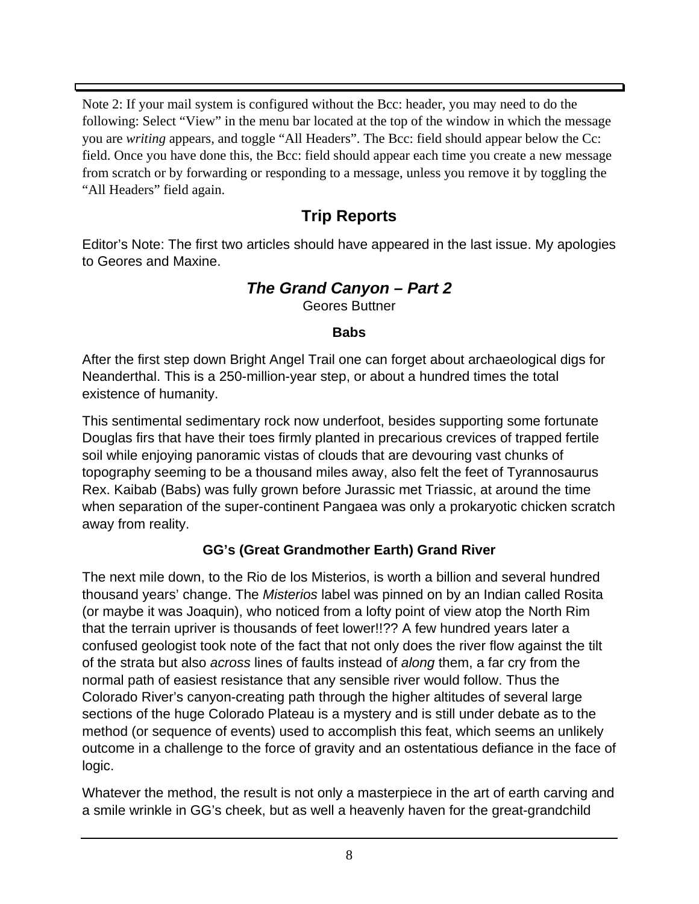Note 2: If your mail system is configured without the Bcc: header, you may need to do the following: Select "View" in the menu bar located at the top of the window in which the message you are *writing* appears, and toggle "All Headers". The Bcc: field should appear below the Cc: field. Once you have done this, the Bcc: field should appear each time you create a new message from scratch or by forwarding or responding to a message, unless you remove it by toggling the "All Headers" field again.

## Trip Reports

Editor's Note: The first two articles should have appeared in the last issue. My apologies to Geores and Maxine.

### *The Grand Canyon – Part 2*

Geores Buttner

#### Babs

After the first step down Bright Angel Trail one can forget about archaeological digs for Neanderthal. This is a 250-million-year step, or about a hundred times the total existence of humanity.

This sentimental sedimentary rock now underfoot, besides supporting some fortunate Douglas firs that have their toes firmly planted in precarious crevices of trapped fertile soil while enjoying panoramic vistas of clouds that are devouring vast chunks of topography seeming to be a thousand miles away, also felt the feet of Tyrannosaurus Rex. Kaibab (Babs) was fully grown before Jurassic met Triassic, at around the time when separation of the super-continent Pangaea was only a prokaryotic chicken scratch away from reality.

#### GG's (Great Grandmother Earth) Grand River

The next mile down, to the Rio de los Misterios, is worth a billion and several hundred thousand years' change. The *Misterios* label was pinned on by an Indian called Rosita (or maybe it was Joaquin), who noticed from a lofty point of view atop the North Rim that the terrain upriver is thousands of feet lower!!?? A few hundred years later a confused geologist took note of the fact that not only does the river flow against the tilt of the strata but also *across* lines of faults instead of *along* them, a far cry from the normal path of easiest resistance that any sensible river would follow. Thus the Colorado River's canyon-creating path through the higher altitudes of several large sections of the huge Colorado Plateau is a mystery and is still under debate as to the method (or sequence of events) used to accomplish this feat, which seems an unlikely outcome in a challenge to the force of gravity and an ostentatious defiance in the face of logic.

Whatever the method, the result is not only a masterpiece in the art of earth carving and a smile wrinkle in GG's cheek, but as well a heavenly haven for the great-grandchild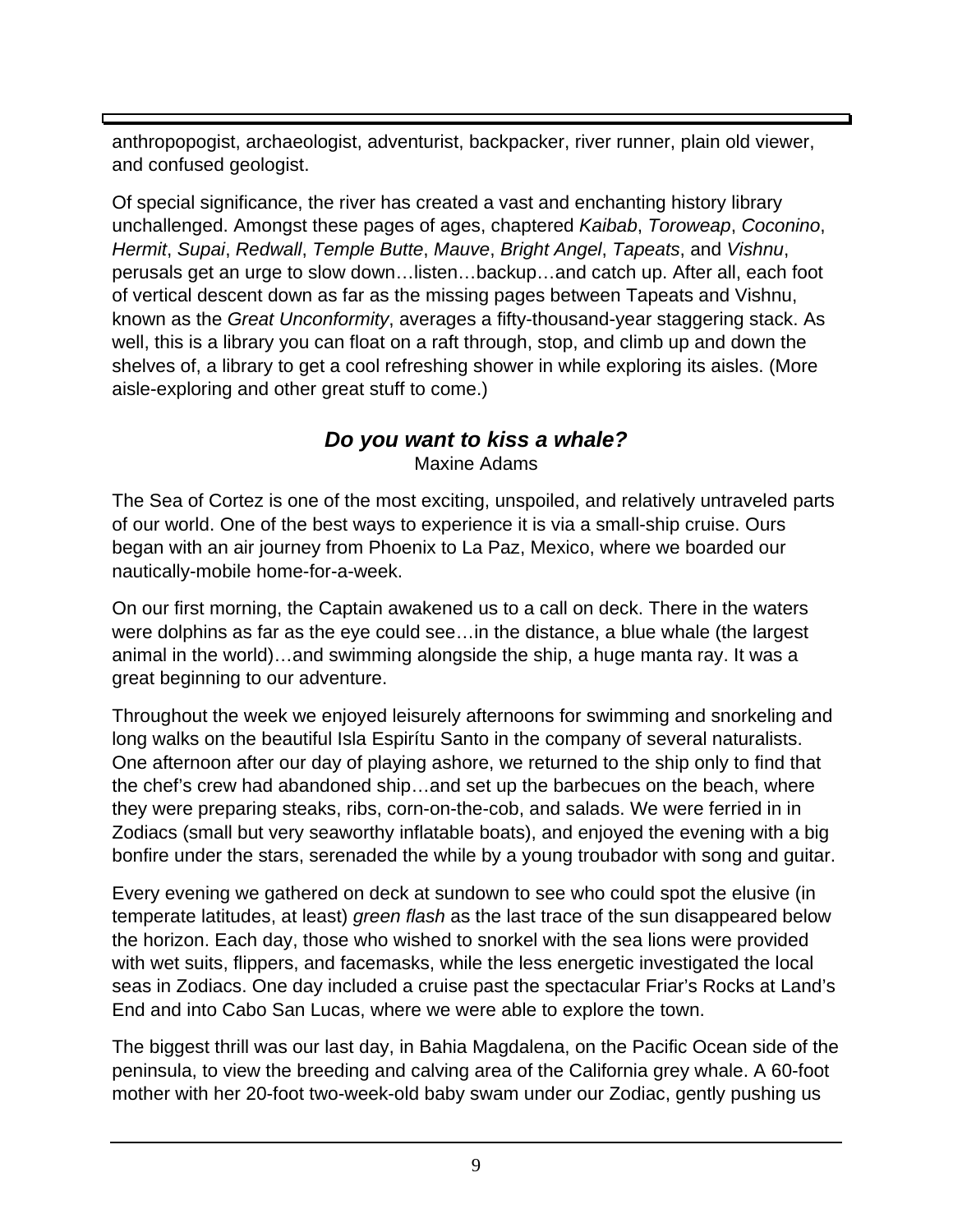anthropopogist, archaeologist, adventurist, backpacker, river runner, plain old viewer, and confused geologist.

Of special significance, the river has created a vast and enchanting history library unchallenged. Amongst these pages of ages, chaptered *Kaibab*, *Toroweap*, *Coconino*, *Hermit*, *Supai*, *Redwall*, *Temple Butte*, *Mauve*, *Bright Angel*, *Tapeats*, and *Vishnu*, perusals get an urge to slow down…listen…backup…and catch up. After all, each foot of vertical descent down as far as the missing pages between Tapeats and Vishnu, known as the *Great Unconformity*, averages a fifty-thousand-year staggering stack. As well, this is a library you can float on a raft through, stop, and climb up and down the shelves of, a library to get a cool refreshing shower in while exploring its aisles. (More aisle-exploring and other great stuff to come.)

## *Do you want to kiss a whale?*

Maxine Adams

The Sea of Cortez is one of the most exciting, unspoiled, and relatively untraveled parts of our world. One of the best ways to experience it is via a small-ship cruise. Ours began with an air journey from Phoenix to La Paz, Mexico, where we boarded our nautically-mobile home-for-a-week.

On our first morning, the Captain awakened us to a call on deck. There in the waters were dolphins as far as the eye could see…in the distance, a blue whale (the largest animal in the world)…and swimming alongside the ship, a huge manta ray. It was a great beginning to our adventure.

Throughout the week we enjoyed leisurely afternoons for swimming and snorkeling and long walks on the beautiful Isla Espirítu Santo in the company of several naturalists. One afternoon after our day of playing ashore, we returned to the ship only to find that the chef's crew had abandoned ship…and set up the barbecues on the beach, where they were preparing steaks, ribs, corn-on-the-cob, and salads. We were ferried in in Zodiacs (small but very seaworthy inflatable boats), and enjoyed the evening with a big bonfire under the stars, serenaded the while by a young troubador with song and guitar.

Every evening we gathered on deck at sundown to see who could spot the elusive (in temperate latitudes, at least) *green flash* as the last trace of the sun disappeared below the horizon. Each day, those who wished to snorkel with the sea lions were provided with wet suits, flippers, and facemasks, while the less energetic investigated the local seas in Zodiacs. One day included a cruise past the spectacular Friar's Rocks at Land's End and into Cabo San Lucas, where we were able to explore the town.

The biggest thrill was our last day, in Bahia Magdalena, on the Pacific Ocean side of the peninsula, to view the breeding and calving area of the California grey whale. A 60-foot mother with her 20-foot two-week-old baby swam under our Zodiac, gently pushing us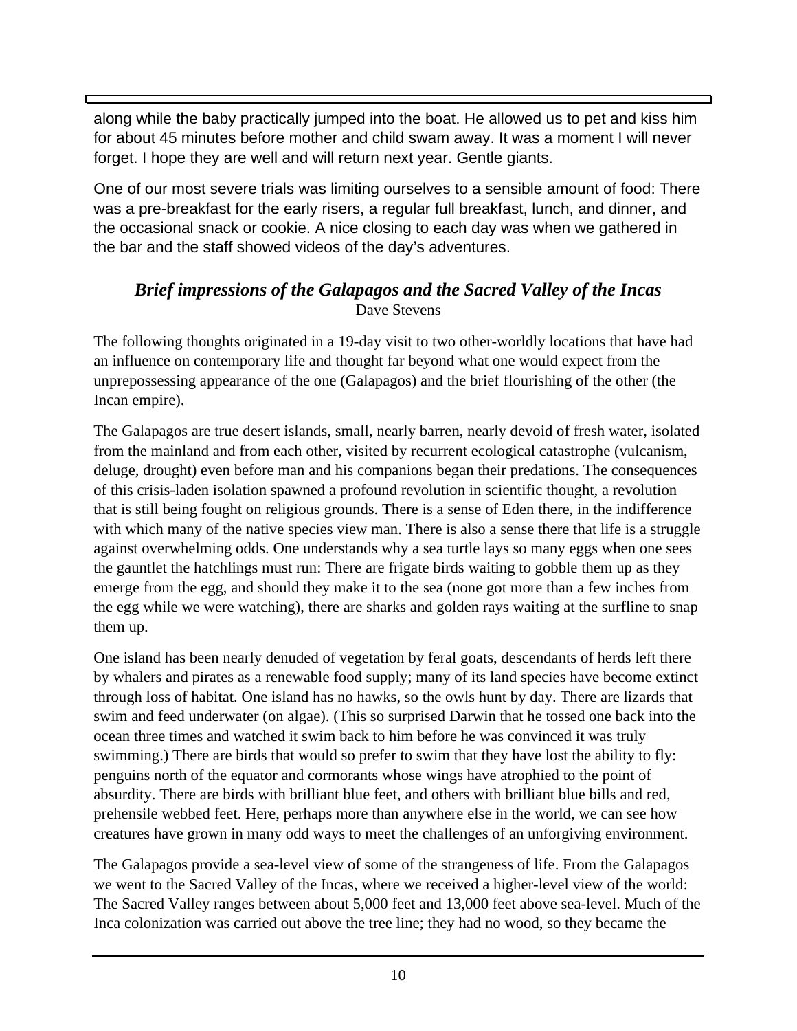along while the baby practically jumped into the boat. He allowed us to pet and kiss him for about 45 minutes before mother and child swam away. It was a moment I will never forget. I hope they are well and will return next year. Gentle giants.

One of our most severe trials was limiting ourselves to a sensible amount of food: There was a pre-breakfast for the early risers, a regular full breakfast, lunch, and dinner, and the occasional snack or cookie. A nice closing to each day was when we gathered in the bar and the staff showed videos of the day's adventures.

## *Brief impressions of the Galapagos and the Sacred Valley of the Incas*

Dave Stevens

The following thoughts originated in a 19-day visit to two other-worldly locations that have had an influence on contemporary life and thought far beyond what one would expect from the unprepossessing appearance of the one (Galapagos) and the brief flourishing of the other (the Incan empire).

The Galapagos are true desert islands, small, nearly barren, nearly devoid of fresh water, isolated from the mainland and from each other, visited by recurrent ecological catastrophe (vulcanism, deluge, drought) even before man and his companions began their predations. The consequences of this crisis-laden isolation spawned a profound revolution in scientific thought, a revolution that is still being fought on religious grounds. There is a sense of Eden there, in the indifference with which many of the native species view man. There is also a sense there that life is a struggle against overwhelming odds. One understands why a sea turtle lays so many eggs when one sees the gauntlet the hatchlings must run: There are frigate birds waiting to gobble them up as they emerge from the egg, and should they make it to the sea (none got more than a few inches from the egg while we were watching), there are sharks and golden rays waiting at the surfline to snap them up.

One island has been nearly denuded of vegetation by feral goats, descendants of herds left there by whalers and pirates as a renewable food supply; many of its land species have become extinct through loss of habitat. One island has no hawks, so the owls hunt by day. There are lizards that swim and feed underwater (on algae). (This so surprised Darwin that he tossed one back into the ocean three times and watched it swim back to him before he was convinced it was truly swimming.) There are birds that would so prefer to swim that they have lost the ability to fly: penguins north of the equator and cormorants whose wings have atrophied to the point of absurdity. There are birds with brilliant blue feet, and others with brilliant blue bills and red, prehensile webbed feet. Here, perhaps more than anywhere else in the world, we can see how creatures have grown in many odd ways to meet the challenges of an unforgiving environment.

The Galapagos provide a sea-level view of some of the strangeness of life. From the Galapagos we went to the Sacred Valley of the Incas, where we received a higher-level view of the world: The Sacred Valley ranges between about 5,000 feet and 13,000 feet above sea-level. Much of the Inca colonization was carried out above the tree line; they had no wood, so they became the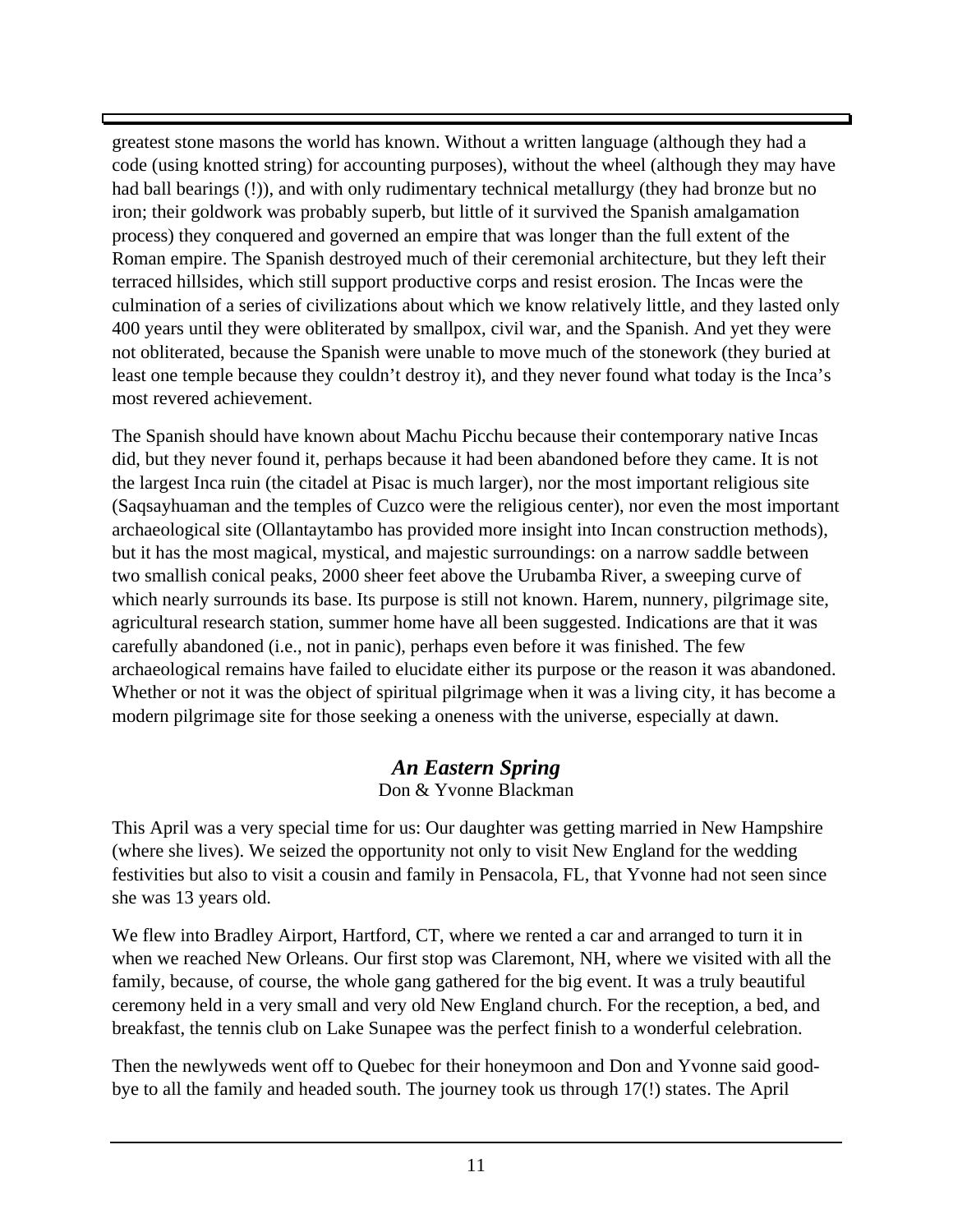greatest stone masons the world has known. Without a written language (although they had a code (using knotted string) for accounting purposes), without the wheel (although they may have had ball bearings (!)), and with only rudimentary technical metallurgy (they had bronze but no iron; their goldwork was probably superb, but little of it survived the Spanish amalgamation process) they conquered and governed an empire that was longer than the full extent of the Roman empire. The Spanish destroyed much of their ceremonial architecture, but they left their terraced hillsides, which still support productive corps and resist erosion. The Incas were the culmination of a series of civilizations about which we know relatively little, and they lasted only 400 years until they were obliterated by smallpox, civil war, and the Spanish. And yet they were not obliterated, because the Spanish were unable to move much of the stonework (they buried at least one temple because they couldn't destroy it), and they never found what today is the Inca's most revered achievement.

The Spanish should have known about Machu Picchu because their contemporary native Incas did, but they never found it, perhaps because it had been abandoned before they came. It is not the largest Inca ruin (the citadel at Pisac is much larger), nor the most important religious site (Saqsayhuaman and the temples of Cuzco were the religious center), nor even the most important archaeological site (Ollantaytambo has provided more insight into Incan construction methods), but it has the most magical, mystical, and majestic surroundings: on a narrow saddle between two smallish conical peaks, 2000 sheer feet above the Urubamba River, a sweeping curve of which nearly surrounds its base. Its purpose is still not known. Harem, nunnery, pilgrimage site, agricultural research station, summer home have all been suggested. Indications are that it was carefully abandoned (i.e., not in panic), perhaps even before it was finished. The few archaeological remains have failed to elucidate either its purpose or the reason it was abandoned. Whether or not it was the object of spiritual pilgrimage when it was a living city, it has become a modern pilgrimage site for those seeking a oneness with the universe, especially at dawn.

## *An Eastern Spring*

Don & Yvonne Blackman

This April was a very special time for us: Our daughter was getting married in New Hampshire (where she lives). We seized the opportunity not only to visit New England for the wedding festivities but also to visit a cousin and family in Pensacola, FL, that Yvonne had not seen since she was 13 years old.

We flew into Bradley Airport, Hartford, CT, where we rented a car and arranged to turn it in when we reached New Orleans. Our first stop was Claremont, NH, where we visited with all the family, because, of course, the whole gang gathered for the big event. It was a truly beautiful ceremony held in a very small and very old New England church. For the reception, a bed, and breakfast, the tennis club on Lake Sunapee was the perfect finish to a wonderful celebration.

Then the newlyweds went off to Quebec for their honeymoon and Don and Yvonne said good-bye to all the family and headed south. The journey took us through 17(!) states. The April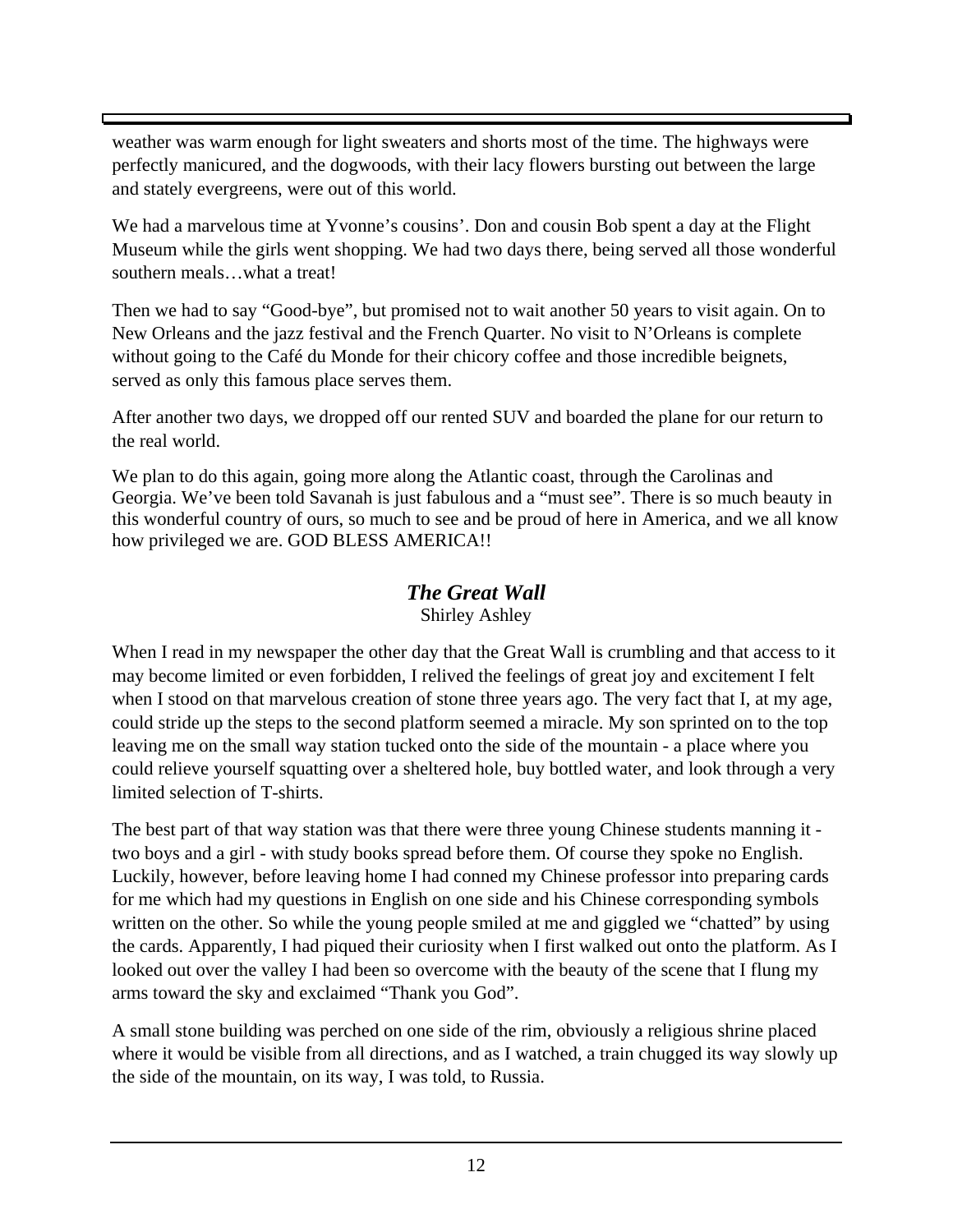weather was warm enough for light sweaters and shorts most of the time. The highways were perfectly manicured, and the dogwoods, with their lacy flowers bursting out between the large and stately evergreens, were out of this world.

We had a marvelous time at Yvonne's cousins'. Don and cousin Bob spent a day at the Flight Museum while the girls went shopping. We had two days there, being served all those wonderful southern meals…what a treat!

Then we had to say "Good-bye", but promised not to wait another 50 years to visit again. On to New Orleans and the jazz festival and the French Quarter. No visit to N'Orleans is complete without going to the Café du Monde for their chicory coffee and those incredible beignets, served as only this famous place serves them.

After another two days, we dropped off our rented SUV and boarded the plane for our return to the real world.

We plan to do this again, going more along the Atlantic coast, through the Carolinas and Georgia. We've been told Savanah is just fabulous and a "must see". There is so much beauty in this wonderful country of ours, so much to see and be proud of here in America, and we all know how privileged we are. GOD BLESS AMERICA!!

## *The Great Wall*

Shirley Ashley

When I read in my newspaper the other day that the Great Wall is crumbling and that access to it may become limited or even forbidden, I relived the feelings of great joy and excitement I felt when I stood on that marvelous creation of stone three years ago. The very fact that I, at my age, could stride up the steps to the second platform seemed a miracle. My son sprinted on to the top leaving me on the small way station tucked onto the side of the mountain - a place where you could relieve yourself squatting over a sheltered hole, buy bottled water, and look through a very limited selection of T-shirts.

The best part of that way station was that there were three young Chinese students manning it - two boys and a girl - with study books spread before them. Of course they spoke no English. Luckily, however, before leaving home I had conned my Chinese professor into preparing cards for me which had my questions in English on one side and his Chinese corresponding symbols written on the other. So while the young people smiled at me and giggled we "chatted" by using the cards. Apparently, I had piqued their curiosity when I first walked out onto the platform. As I looked out over the valley I had been so overcome with the beauty of the scene that I flung my arms toward the sky and exclaimed "Thank you God".

A small stone building was perched on one side of the rim, obviously a religious shrine placed where it would be visible from all directions, and as I watched, a train chugged its way slowly up the side of the mountain, on its way, I was told, to Russia.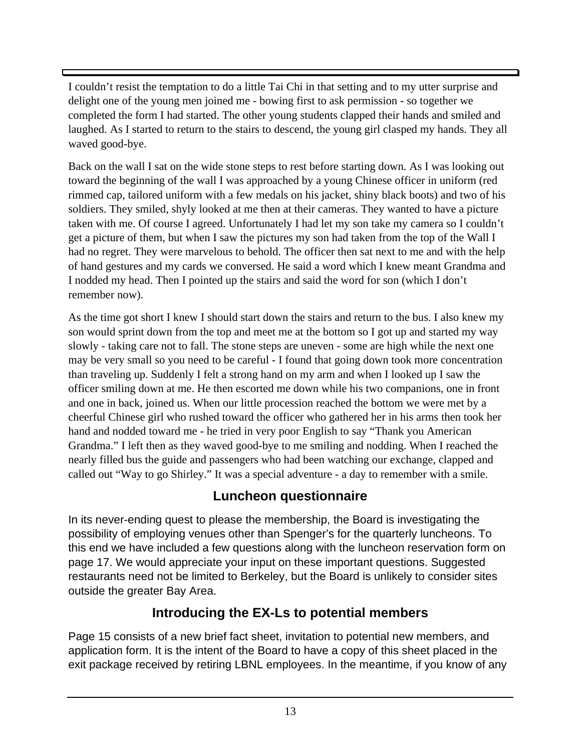I couldn't resist the temptation to do a little Tai Chi in that setting and to my utter surprise and delight one of the young men joined me - bowing first to ask permission - so together we completed the form I had started. The other young students clapped their hands and smiled and laughed. As I started to return to the stairs to descend, the young girl clasped my hands. They all waved good-bye.

Back on the wall I sat on the wide stone steps to rest before starting down. As I was looking out toward the beginning of the wall I was approached by a young Chinese officer in uniform (red rimmed cap, tailored uniform with a few medals on his jacket, shiny black boots) and two of his soldiers. They smiled, shyly looked at me then at their cameras. They wanted to have a picture taken with me. Of course I agreed. Unfortunately I had let my son take my camera so I couldn't get a picture of them, but when I saw the pictures my son had taken from the top of the Wall I had no regret. They were marvelous to behold. The officer then sat next to me and with the help of hand gestures and my cards we conversed. He said a word which I knew meant Grandma and I nodded my head. Then I pointed up the stairs and said the word for son (which I don't remember now).

As the time got short I knew I should start down the stairs and return to the bus. I also knew my son would sprint down from the top and meet me at the bottom so I got up and started my way slowly - taking care not to fall. The stone steps are uneven - some are high while the next one may be very small so you need to be careful - I found that going down took more concentration than traveling up. Suddenly I felt a strong hand on my arm and when I looked up I saw the officer smiling down at me. He then escorted me down while his two companions, one in front and one in back, joined us. When our little procession reached the bottom we were met by a cheerful Chinese girl who rushed toward the officer who gathered her in his arms then took her hand and nodded toward me - he tried in very poor English to say "Thank you American Grandma." I left then as they waved good-bye to me smiling and nodding. When I reached the nearly filled bus the guide and passengers who had been watching our exchange, clapped and called out "Way to go Shirley." It was a special adventure - a day to remember with a smile.

## Luncheon questionnaire

In its never-ending quest to please the membership, the Board is investigating the possibility of employing venues other than Spenger's for the quarterly luncheons. To this end we have included a few questions along with the luncheon reservation form on page 17. We would appreciate your input on these important questions. Suggested restaurants need not be limited to Berkeley, but the Board is unlikely to consider sites outside the greater Bay Area.

## Introducing the EX-Ls to potential members

Page 15 consists of a new brief fact sheet, invitation to potential new members, and application form. It is the intent of the Board to have a copy of this sheet placed in the exit package received by retiring LBNL employees. In the meantime, if you know of any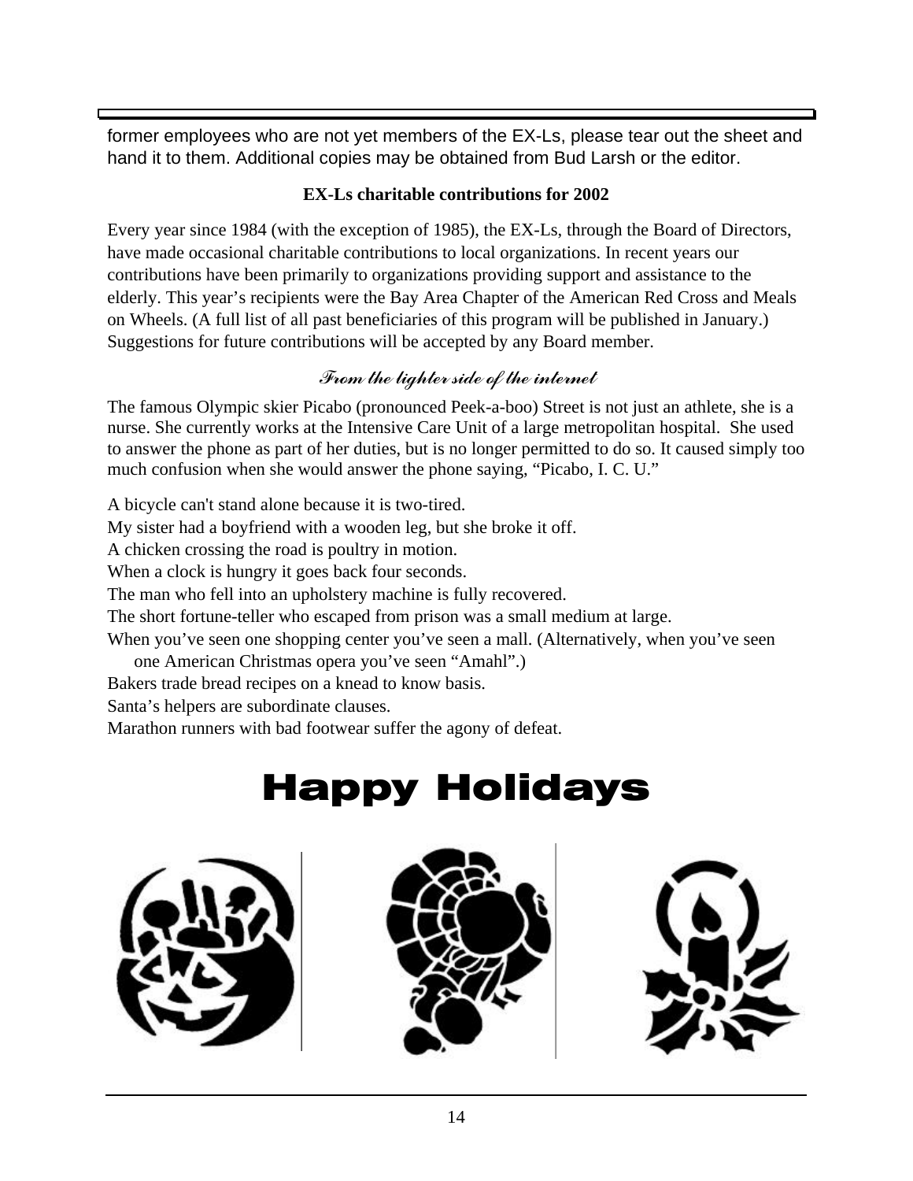former employees who are not yet members of the EX-Ls, please tear out the sheet and hand it to them. Additional copies may be obtained from Bud Larsh or the editor.

**EX-Ls charitable contributions for 2002**

Every year since 1984 (with the exception of 1985), the EX-Ls, through the Board of Directors, have made occasional charitable contributions to local organizations. In recent years our contributions have been primarily to organizations providing support and assistance to the elderly. This year's recipients were the Bay Area Chapter of the American Red Cross and Meals on Wheels. (A full list of all past beneficiaries of this program will be published in January.) Suggestions for future contributions will be accepted by any Board member.

***From the lighter side of the internet***

The famous Olympic skier Picabo (pronounced Peek-a-boo) Street is not just an athlete, she is a nurse. She currently works at the Intensive Care Unit of a large metropolitan hospital. She used to answer the phone as part of her duties, but is no longer permitted to do so. It caused simply too much confusion when she would answer the phone saying, "Picabo, I. C. U."

A bicycle can't stand alone because it is two-tired.
My sister had a boyfriend with a wooden leg, but she broke it off.
A chicken crossing the road is poultry in motion.
When a clock is hungry it goes back four seconds.
The man who fell into an upholstery machine is fully recovered.
The short fortune-teller who escaped from prison was a small medium at large.
When you've seen one shopping center you've seen a mall. (Alternatively, when you've seen one American Christmas opera you've seen "Amahl".)
Bakers trade bread recipes on a knead to know basis.
Santa's helpers are subordinate clauses.
Marathon runners with bad footwear suffer the agony of defeat.

# Happy Holidays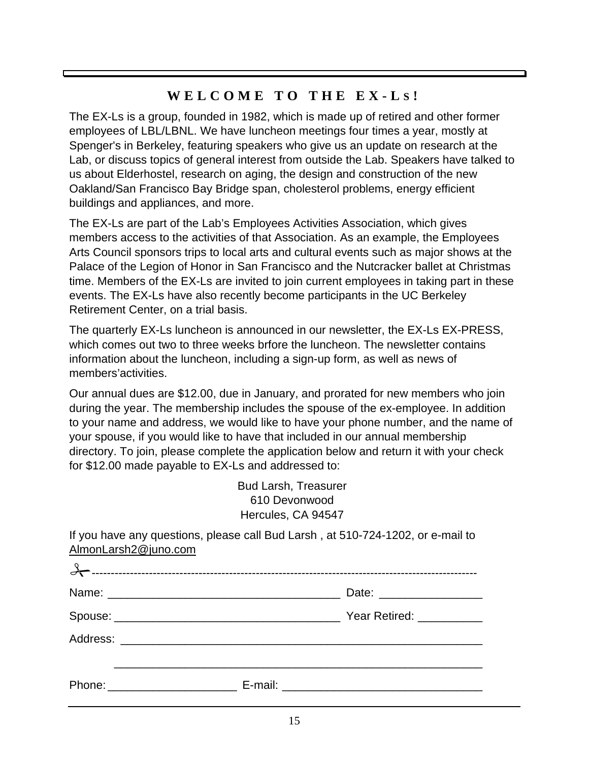## WELCOME TO THE EX-Ls!

The EX-Ls is a group, founded in 1982, which is made up of retired and other former employees of LBL/LBNL. We have luncheon meetings four times a year, mostly at Spenger's in Berkeley, featuring speakers who give us an update on research at the Lab, or discuss topics of general interest from outside the Lab. Speakers have talked to us about Elderhostel, research on aging, the design and construction of the new Oakland/San Francisco Bay Bridge span, cholesterol problems, energy efficient buildings and appliances, and more.

The EX-Ls are part of the Lab's Employees Activities Association, which gives members access to the activities of that Association. As an example, the Employees Arts Council sponsors trips to local arts and cultural events such as major shows at the Palace of the Legion of Honor in San Francisco and the Nutcracker ballet at Christmas time. Members of the EX-Ls are invited to join current employees in taking part in these events. The EX-Ls have also recently become participants in the UC Berkeley Retirement Center, on a trial basis.

The quarterly EX-Ls luncheon is announced in our newsletter, the EX-Ls EX-PRESS, which comes out two to three weeks brfore the luncheon. The newsletter contains information about the luncheon, including a sign-up form, as well as news of members'activities.

Our annual dues are $12.00, due in January, and prorated for new members who join during the year. The membership includes the spouse of the ex-employee. In addition to your name and address, we would like to have your phone number, and the name of your spouse, if you would like to have that included in our annual membership directory. To join, please complete the application below and return it with your check for $12.00 made payable to EX-Ls and addressed to:

Bud Larsh, Treasurer
610 Devonwood
Hercules, CA 94547

If you have any questions, please call Bud Larsh , at 510-724-1202, or e-mail to AlmonLarsh2@juno.com

✂-----------------------------------------------------------------------------------------------------

Name: ______________________________________ Date: ________________

Spouse: ____________________________________ Year Retired: __________

Address: __________________________________________________________

__________________________________________________________

Phone: ____________________ E-mail: ________________________________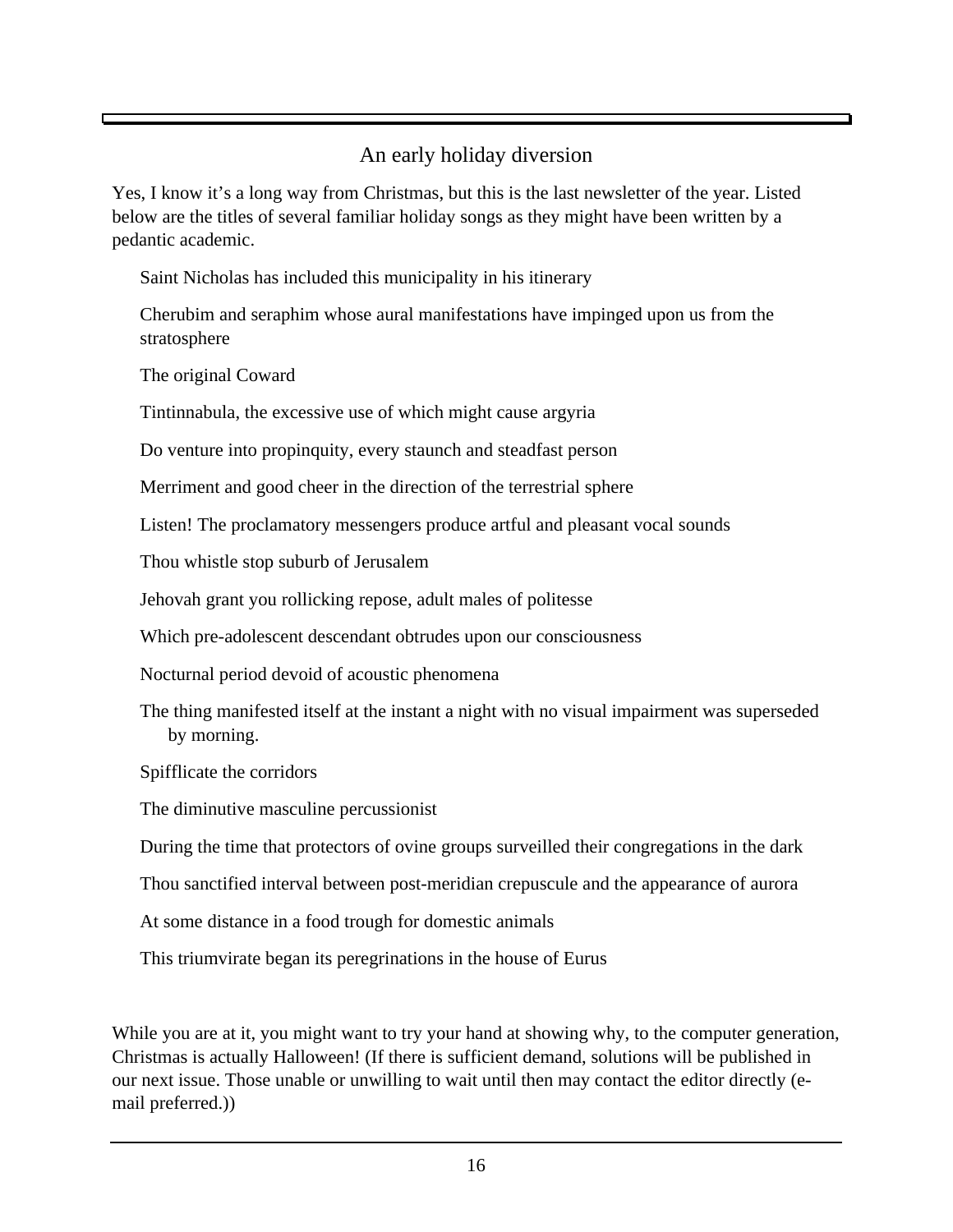## An early holiday diversion

Yes, I know it's a long way from Christmas, but this is the last newsletter of the year. Listed below are the titles of several familiar holiday songs as they might have been written by a pedantic academic.

Saint Nicholas has included this municipality in his itinerary

Cherubim and seraphim whose aural manifestations have impinged upon us from the stratosphere

The original Coward

Tintinnabula, the excessive use of which might cause argyria

Do venture into propinquity, every staunch and steadfast person

Merriment and good cheer in the direction of the terrestrial sphere

Listen! The proclamatory messengers produce artful and pleasant vocal sounds

Thou whistle stop suburb of Jerusalem

Jehovah grant you rollicking repose, adult males of politesse

Which pre-adolescent descendant obtrudes upon our consciousness

Nocturnal period devoid of acoustic phenomena

The thing manifested itself at the instant a night with no visual impairment was superseded by morning.

Spifflicate the corridors

The diminutive masculine percussionist

During the time that protectors of ovine groups surveilled their congregations in the dark

Thou sanctified interval between post-meridian crepuscule and the appearance of aurora

At some distance in a food trough for domestic animals

This triumvirate began its peregrinations in the house of Eurus

While you are at it, you might want to try your hand at showing why, to the computer generation, Christmas is actually Halloween! (If there is sufficient demand, solutions will be published in our next issue. Those unable or unwilling to wait until then may contact the editor directly (e-mail preferred.))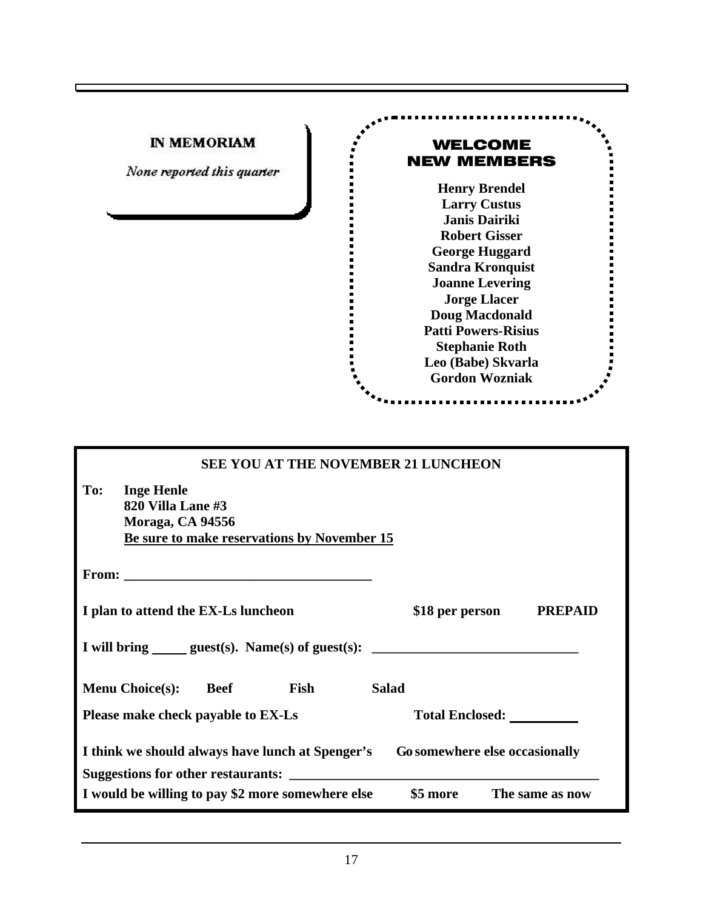## IN MEMORIAM

*None reported this quarter*

## WELCOME NEW MEMBERS

**Henry Brendel**
**Larry Custus**
**Janis Dairiki**
**Robert Gisser**
**George Huggard**
**Sandra Kronquist**
**Joanne Levering**
**Jorge Llacer**
**Doug Macdonald**
**Patti Powers-Risius**
**Stephanie Roth**
**Leo (Babe) Skvarla**
**Gordon Wozniak**

### SEE YOU AT THE NOVEMBER 21 LUNCHEON

**To: Inge Henle**
**820 Villa Lane #3**
**Moraga, CA 94556**
**Be sure to make reservations by November 15**

**From: ___________________________________**

**I plan to attend the EX-Ls luncheon** **$18 per person** **PREPAID**

**I will bring _____ guest(s). Name(s) of guest(s): ______________________________**

**Menu Choice(s): Beef Fish Salad**

**Please make check payable to EX-Ls** **Total Enclosed: __________**

**I think we should always have lunch at Spenger's** **Go somewhere else occasionally**

**Suggestions for other restaurants: ______________________________________________**

**I would be willing to pay $2 more somewhere else** **$5 more** **The same as now**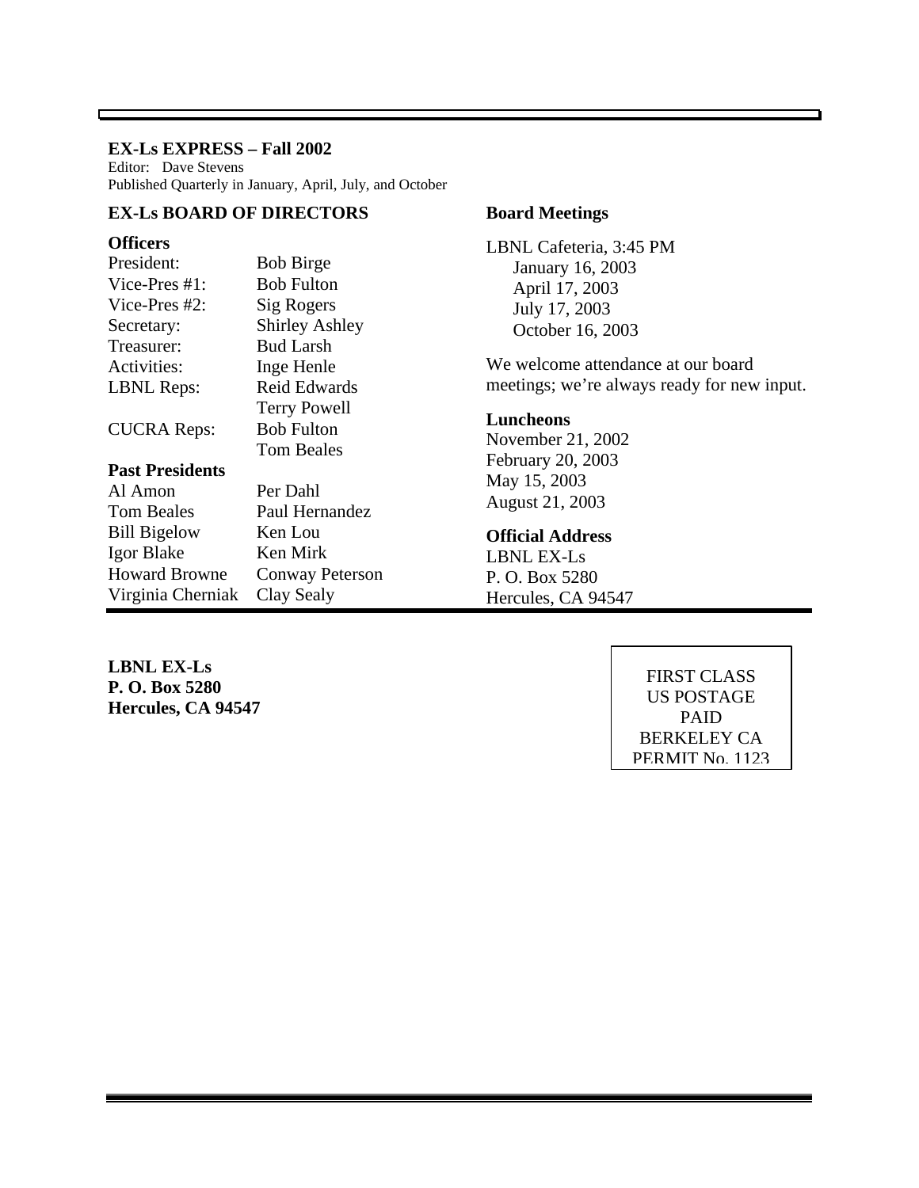**EX-Ls EXPRESS – Fall 2002**
Editor: Dave Stevens
Published Quarterly in January, April, July, and October

## EX-Ls BOARD OF DIRECTORS

### Officers

| | |
|---|---|
| President: | Bob Birge |
| Vice-Pres #1: | Bob Fulton |
| Vice-Pres #2: | Sig Rogers |
| Secretary: | Shirley Ashley |
| Treasurer: | Bud Larsh |
| Activities: | Inge Henle |
| LBNL Reps: | Reid Edwards |
| | Terry Powell |
| CUCRA Reps: | Bob Fulton |
| | Tom Beales |

### Past Presidents

| | |
|---|---|
| Al Amon | Per Dahl |
| Tom Beales | Paul Hernandez |
| Bill Bigelow | Ken Lou |
| Igor Blake | Ken Mirk |
| Howard Browne | Conway Peterson |
| Virginia Cherniak | Clay Sealy |

## Board Meetings

LBNL Cafeteria, 3:45 PM
- January 16, 2003
- April 17, 2003
- July 17, 2003
- October 16, 2003

We welcome attendance at our board meetings; we're always ready for new input.

### Luncheons

November 21, 2002
February 20, 2003
May 15, 2003
August 21, 2003

### Official Address

LBNL EX-Ls
P. O. Box 5280
Hercules, CA 94547

**LBNL EX-Ls**
**P. O. Box 5280**
**Hercules, CA 94547**

FIRST CLASS
US POSTAGE
PAID
BERKELEY CA
PERMIT No. 1123